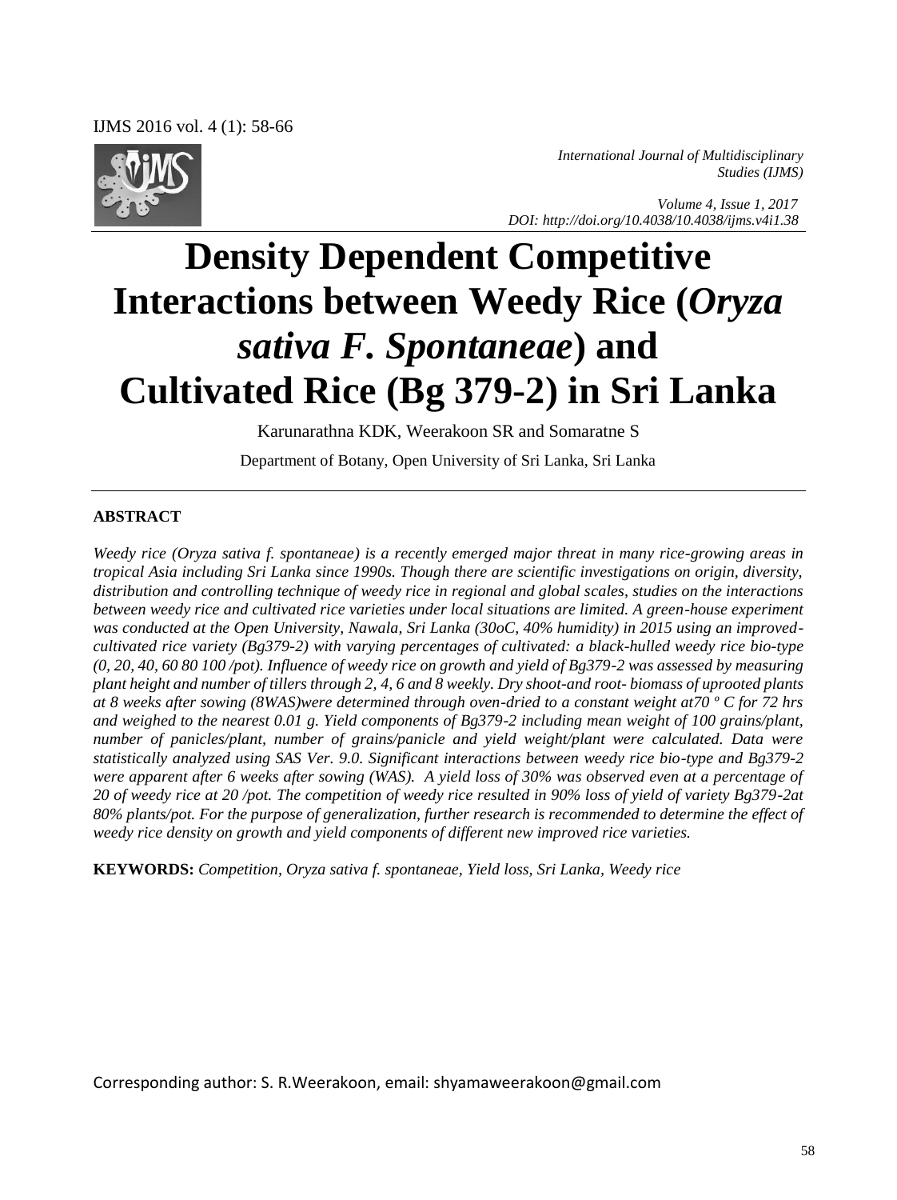*International Journal of Multidisciplinary Studies (IJMS)*

*Volume 4, Issue 1, 2017*
*DOI: http://doi.org/10.4038/10.4038/ijms.v4i1.38*

# Density Dependent Competitive Interactions between Weedy Rice (*Oryza sativa F. Spontaneae*) and Cultivated Rice (Bg 379-2) in Sri Lanka

Karunarathna KDK, Weerakoon SR and Somaratne S

Department of Botany, Open University of Sri Lanka, Sri Lanka

## ABSTRACT

*Weedy rice (Oryza sativa f. spontaneae) is a recently emerged major threat in many rice-growing areas in tropical Asia including Sri Lanka since 1990s. Though there are scientific investigations on origin, diversity, distribution and controlling technique of weedy rice in regional and global scales, studies on the interactions between weedy rice and cultivated rice varieties under local situations are limited. A green-house experiment was conducted at the Open University, Nawala, Sri Lanka (30oC, 40% humidity) in 2015 using an improved-cultivated rice variety (Bg379-2) with varying percentages of cultivated: a black-hulled weedy rice bio-type (0, 20, 40, 60 80 100 /pot). Influence of weedy rice on growth and yield of Bg379-2 was assessed by measuring plant height and number of tillers through 2, 4, 6 and 8 weekly. Dry shoot-and root- biomass of uprooted plants at 8 weeks after sowing (8WAS)were determined through oven-dried to a constant weight at70 º C for 72 hrs and weighed to the nearest 0.01 g. Yield components of Bg379-2 including mean weight of 100 grains/plant, number of panicles/plant, number of grains/panicle and yield weight/plant were calculated. Data were statistically analyzed using SAS Ver. 9.0. Significant interactions between weedy rice bio-type and Bg379-2 were apparent after 6 weeks after sowing (WAS). A yield loss of 30% was observed even at a percentage of 20 of weedy rice at 20 /pot. The competition of weedy rice resulted in 90% loss of yield of variety Bg379-2at 80% plants/pot. For the purpose of generalization, further research is recommended to determine the effect of weedy rice density on growth and yield components of different new improved rice varieties.*

**KEYWORDS:** *Competition, Oryza sativa f. spontaneae, Yield loss, Sri Lanka, Weedy rice*

Corresponding author: S. R.Weerakoon, email: shyamaweerakoon@gmail.com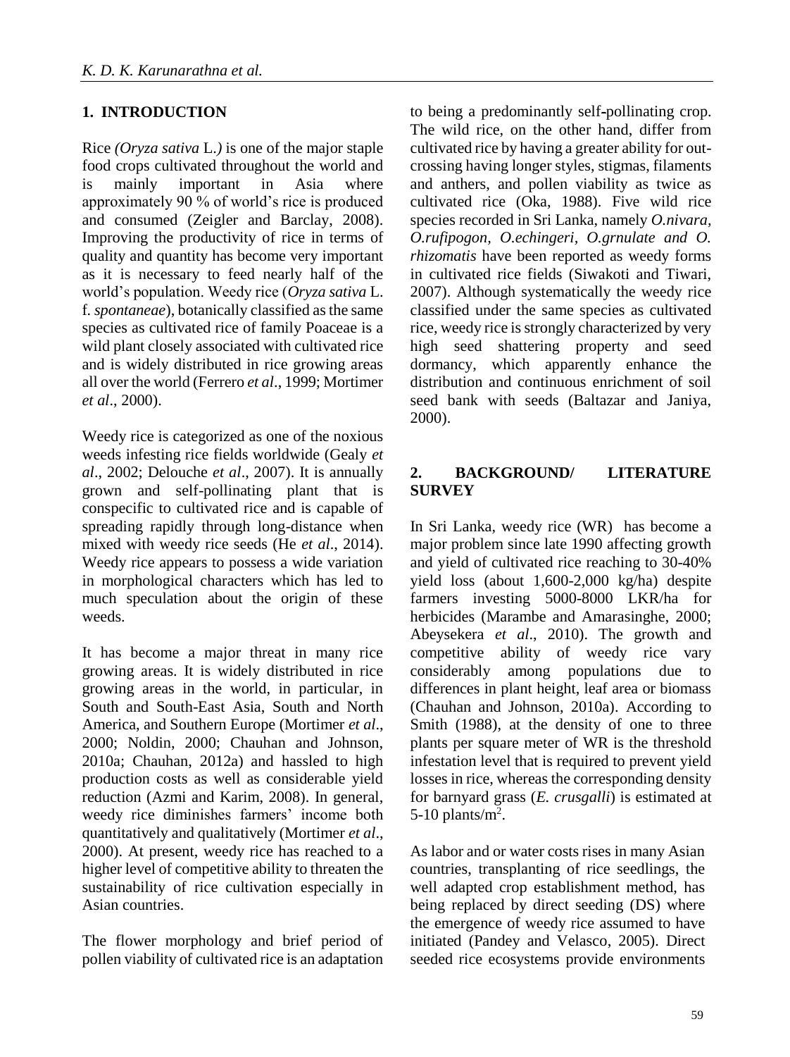## 1. INTRODUCTION

Rice *(Oryza sativa* L.*)* is one of the major staple food crops cultivated throughout the world and is mainly important in Asia where approximately 90 % of world's rice is produced and consumed (Zeigler and Barclay, 2008). Improving the productivity of rice in terms of quality and quantity has become very important as it is necessary to feed nearly half of the world's population. Weedy rice (*Oryza sativa* L. f. *spontaneae*), botanically classified as the same species as cultivated rice of family Poaceae is a wild plant closely associated with cultivated rice and is widely distributed in rice growing areas all over the world (Ferrero *et al*., 1999; Mortimer *et al*., 2000).

Weedy rice is categorized as one of the noxious weeds infesting rice fields worldwide (Gealy *et al*., 2002; Delouche *et al*., 2007). It is annually grown and self-pollinating plant that is conspecific to cultivated rice and is capable of spreading rapidly through long-distance when mixed with weedy rice seeds (He *et al*., 2014). Weedy rice appears to possess a wide variation in morphological characters which has led to much speculation about the origin of these weeds.

It has become a major threat in many rice growing areas. It is widely distributed in rice growing areas in the world, in particular, in South and South-East Asia, South and North America, and Southern Europe (Mortimer *et al*., 2000; Noldin, 2000; Chauhan and Johnson, 2010a; Chauhan, 2012a) and hassled to high production costs as well as considerable yield reduction (Azmi and Karim, 2008). In general, weedy rice diminishes farmers' income both quantitatively and qualitatively (Mortimer *et al*., 2000). At present, weedy rice has reached to a higher level of competitive ability to threaten the sustainability of rice cultivation especially in Asian countries.

The flower morphology and brief period of pollen viability of cultivated rice is an adaptation to being a predominantly self-pollinating crop. The wild rice, on the other hand, differ from cultivated rice by having a greater ability for out-crossing having longer styles, stigmas, filaments and anthers, and pollen viability as twice as cultivated rice (Oka, 1988). Five wild rice species recorded in Sri Lanka, namely *O.nivara, O.rufipogon, O.echingeri, O.grnulate and O. rhizomatis* have been reported as weedy forms in cultivated rice fields (Siwakoti and Tiwari, 2007). Although systematically the weedy rice classified under the same species as cultivated rice, weedy rice is strongly characterized by very high seed shattering property and seed dormancy, which apparently enhance the distribution and continuous enrichment of soil seed bank with seeds (Baltazar and Janiya, 2000).

## 2. BACKGROUND/ LITERATURE SURVEY

In Sri Lanka, weedy rice (WR) has become a major problem since late 1990 affecting growth and yield of cultivated rice reaching to 30-40% yield loss (about 1,600-2,000 kg/ha) despite farmers investing 5000-8000 LKR/ha for herbicides (Marambe and Amarasinghe, 2000; Abeysekera *et al*., 2010). The growth and competitive ability of weedy rice vary considerably among populations due to differences in plant height, leaf area or biomass (Chauhan and Johnson, 2010a). According to Smith (1988), at the density of one to three plants per square meter of WR is the threshold infestation level that is required to prevent yield losses in rice, whereas the corresponding density for barnyard grass (*E. crusgalli*) is estimated at 5-10 plants/$m^2$.

As labor and or water costs rises in many Asian countries, transplanting of rice seedlings, the well adapted crop establishment method, has being replaced by direct seeding (DS) where the emergence of weedy rice assumed to have initiated (Pandey and Velasco, 2005). Direct seeded rice ecosystems provide environments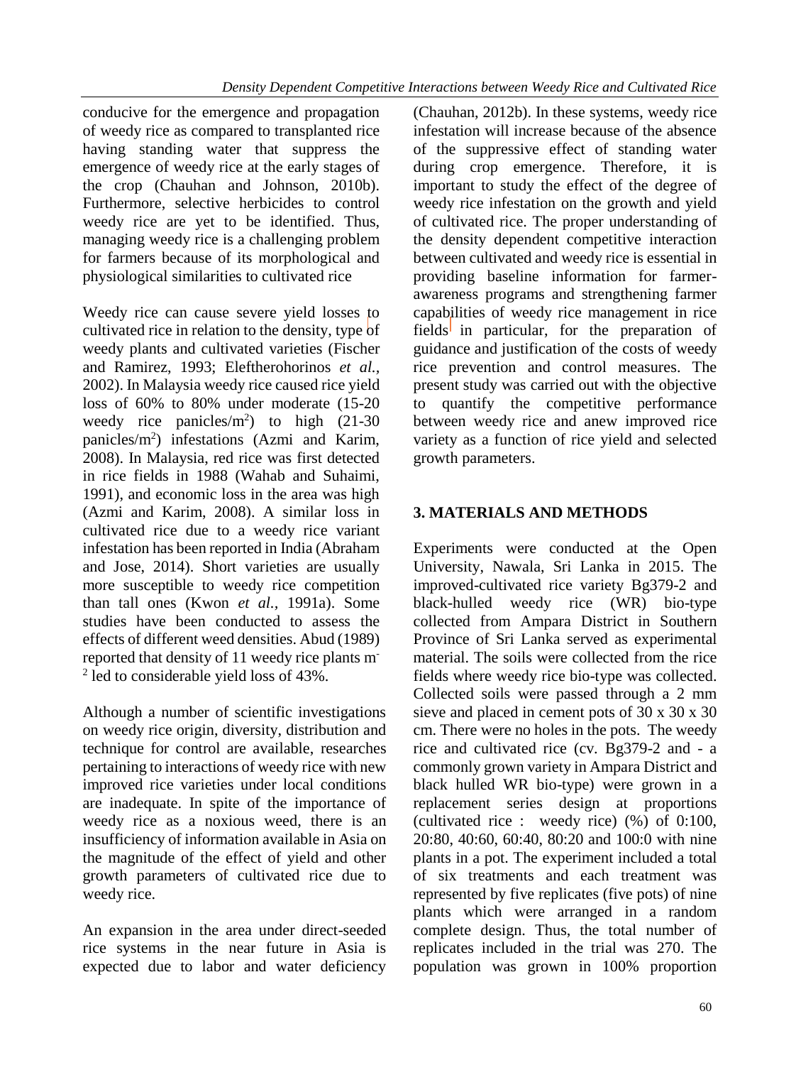conducive for the emergence and propagation of weedy rice as compared to transplanted rice having standing water that suppress the emergence of weedy rice at the early stages of the crop (Chauhan and Johnson, 2010b). Furthermore, selective herbicides to control weedy rice are yet to be identified. Thus, managing weedy rice is a challenging problem for farmers because of its morphological and physiological similarities to cultivated rice

Weedy rice can cause severe yield losses to cultivated rice in relation to the density, type of weedy plants and cultivated varieties (Fischer and Ramirez, 1993; Eleftherohorinos *et al.,* 2002). In Malaysia weedy rice caused rice yield loss of 60% to 80% under moderate (15-20 weedy rice panicles/m$^2$) to high (21-30 panicles/m$^2$) infestations (Azmi and Karim, 2008). In Malaysia, red rice was first detected in rice fields in 1988 (Wahab and Suhaimi, 1991), and economic loss in the area was high (Azmi and Karim, 2008). A similar loss in cultivated rice due to a weedy rice variant infestation has been reported in India (Abraham and Jose, 2014). Short varieties are usually more susceptible to weedy rice competition than tall ones (Kwon *et al.,* 1991a). Some studies have been conducted to assess the effects of different weed densities. Abud (1989) reported that density of 11 weedy rice plants m$^{-2}$ led to considerable yield loss of 43%.

Although a number of scientific investigations on weedy rice origin, diversity, distribution and technique for control are available, researches pertaining to interactions of weedy rice with new improved rice varieties under local conditions are inadequate. In spite of the importance of weedy rice as a noxious weed, there is an insufficiency of information available in Asia on the magnitude of the effect of yield and other growth parameters of cultivated rice due to weedy rice.

An expansion in the area under direct-seeded rice systems in the near future in Asia is expected due to labor and water deficiency (Chauhan, 2012b). In these systems, weedy rice infestation will increase because of the absence of the suppressive effect of standing water during crop emergence. Therefore, it is important to study the effect of the degree of weedy rice infestation on the growth and yield of cultivated rice. The proper understanding of the density dependent competitive interaction between cultivated and weedy rice is essential in providing baseline information for farmer-awareness programs and strengthening farmer capabilities of weedy rice management in rice fields in particular, for the preparation of guidance and justification of the costs of weedy rice prevention and control measures. The present study was carried out with the objective to quantify the competitive performance between weedy rice and anew improved rice variety as a function of rice yield and selected growth parameters.

## 3. MATERIALS AND METHODS

Experiments were conducted at the Open University, Nawala, Sri Lanka in 2015. The improved-cultivated rice variety Bg379-2 and black-hulled weedy rice (WR) bio-type collected from Ampara District in Southern Province of Sri Lanka served as experimental material. The soils were collected from the rice fields where weedy rice bio-type was collected. Collected soils were passed through a 2 mm sieve and placed in cement pots of 30 x 30 x 30 cm. There were no holes in the pots. The weedy rice and cultivated rice (cv. Bg379-2 and - a commonly grown variety in Ampara District and black hulled WR bio-type) were grown in a replacement series design at proportions (cultivated rice : weedy rice) (%) of 0:100, 20:80, 40:60, 60:40, 80:20 and 100:0 with nine plants in a pot. The experiment included a total of six treatments and each treatment was represented by five replicates (five pots) of nine plants which were arranged in a random complete design. Thus, the total number of replicates included in the trial was 270. The population was grown in 100% proportion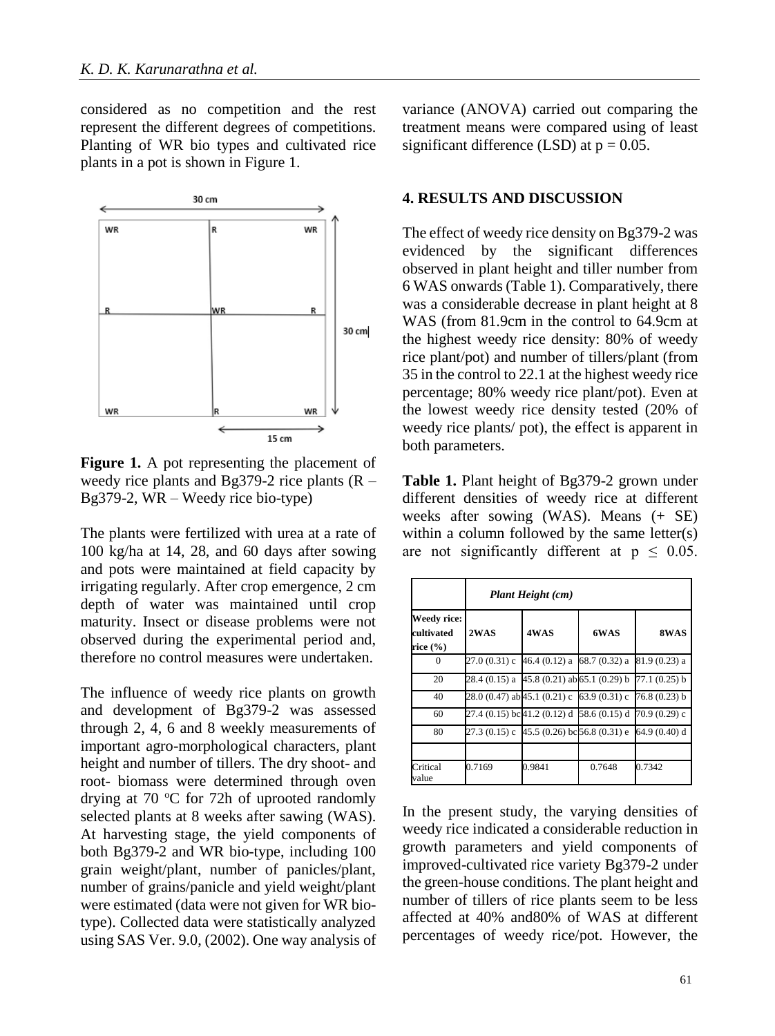considered as no competition and the rest represent the different degrees of competitions. Planting of WR bio types and cultivated rice plants in a pot is shown in Figure 1.

**Figure 1.** A pot representing the placement of weedy rice plants and Bg379-2 rice plants (R – Bg379-2, WR – Weedy rice bio-type)

The plants were fertilized with urea at a rate of 100 kg/ha at 14, 28, and 60 days after sowing and pots were maintained at field capacity by irrigating regularly. After crop emergence, 2 cm depth of water was maintained until crop maturity. Insect or disease problems were not observed during the experimental period and, therefore no control measures were undertaken.

The influence of weedy rice plants on growth and development of Bg379-2 was assessed through 2, 4, 6 and 8 weekly measurements of important agro-morphological characters, plant height and number of tillers. The dry shoot- and root- biomass were determined through oven drying at 70 °C for 72h of uprooted randomly selected plants at 8 weeks after sawing (WAS). At harvesting stage, the yield components of both Bg379-2 and WR bio-type, including 100 grain weight/plant, number of panicles/plant, number of grains/panicle and yield weight/plant were estimated (data were not given for WR bio-type). Collected data were statistically analyzed using SAS Ver. 9.0, (2002). One way analysis of variance (ANOVA) carried out comparing the treatment means were compared using of least significant difference (LSD) at p = 0.05.

## 4. RESULTS AND DISCUSSION

The effect of weedy rice density on Bg379-2 was evidenced by the significant differences observed in plant height and tiller number from 6 WAS onwards (Table 1). Comparatively, there was a considerable decrease in plant height at 8 WAS (from 81.9cm in the control to 64.9cm at the highest weedy rice density: 80% of weedy rice plant/pot) and number of tillers/plant (from 35 in the control to 22.1 at the highest weedy rice percentage; 80% weedy rice plant/pot). Even at the lowest weedy rice density tested (20% of weedy rice plants/ pot), the effect is apparent in both parameters.

**Table 1.** Plant height of Bg379-2 grown under different densities of weedy rice at different weeks after sowing (WAS). Means (+ SE) within a column followed by the same letter(s) are not significantly different at $p \leq 0.05$.

| | *Plant Height (cm)* | | | |
|---|---|---|---|---|
| **Weedy rice: cultivated rice (%)** | **2WAS** | **4WAS** | **6WAS** | **8WAS** |
| 0 | 27.0 (0.31) c | 46.4 (0.12) a | 68.7 (0.32) a | 81.9 (0.23) a |
| 20 | 28.4 (0.15) a | 45.8 (0.21) ab | 65.1 (0.29) b | 77.1 (0.25) b |
| 40 | 28.0 (0.47) ab | 45.1 (0.21) c | 63.9 (0.31) c | 76.8 (0.23) b |
| 60 | 27.4 (0.15) bc | 41.2 (0.12) d | 58.6 (0.15) d | 70.9 (0.29) c |
| 80 | 27.3 (0.15) c | 45.5 (0.26) bc | 56.8 (0.31) e | 64.9 (0.40) d |
| | | | | |
| Critical value | 0.7169 | 0.9841 | 0.7648 | 0.7342 |

In the present study, the varying densities of weedy rice indicated a considerable reduction in growth parameters and yield components of improved-cultivated rice variety Bg379-2 under the green-house conditions. The plant height and number of tillers of rice plants seem to be less affected at 40% and80% of WAS at different percentages of weedy rice/pot. However, the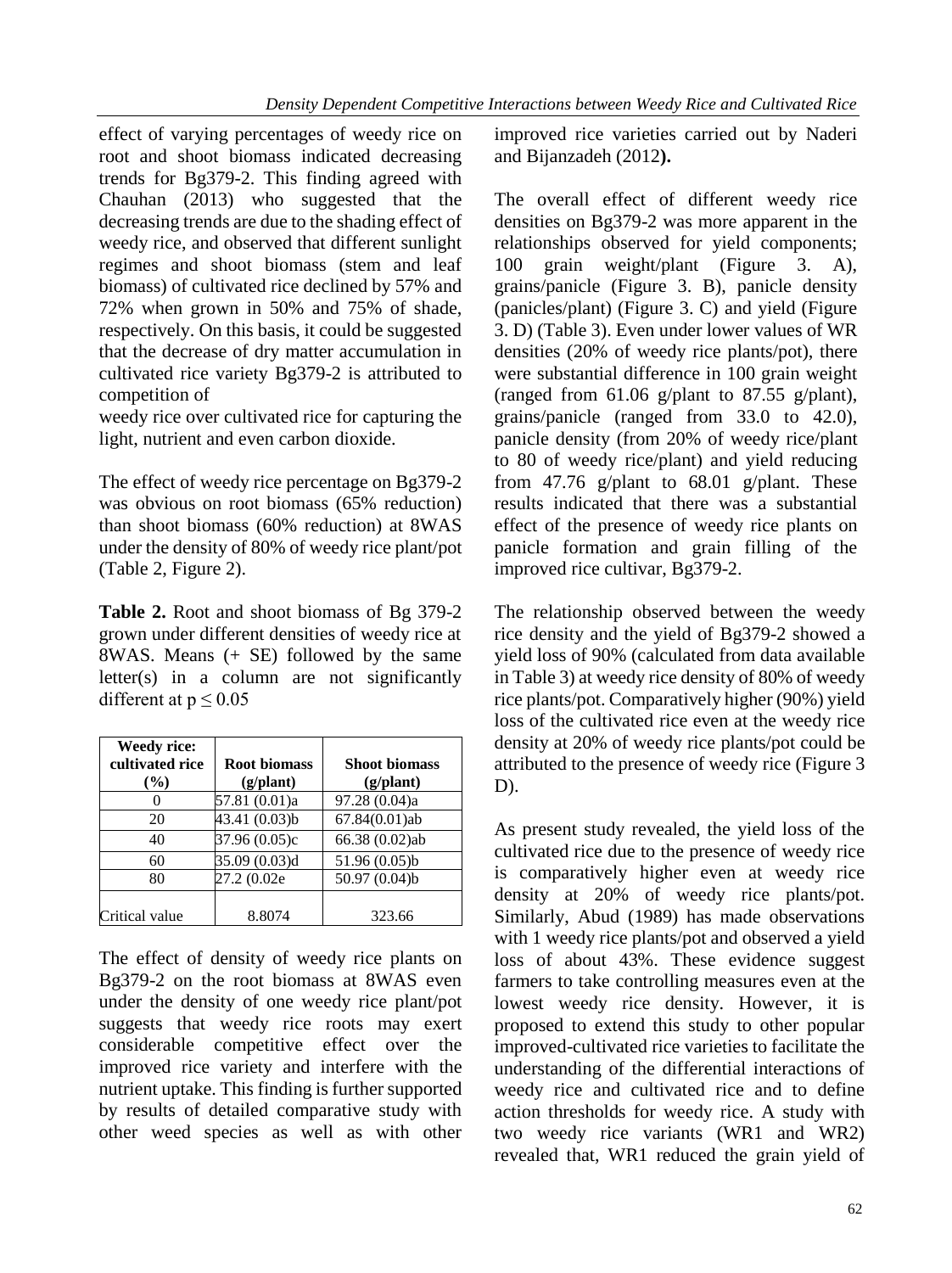effect of varying percentages of weedy rice on root and shoot biomass indicated decreasing trends for Bg379-2. This finding agreed with Chauhan (2013) who suggested that the decreasing trends are due to the shading effect of weedy rice, and observed that different sunlight regimes and shoot biomass (stem and leaf biomass) of cultivated rice declined by 57% and 72% when grown in 50% and 75% of shade, respectively. On this basis, it could be suggested that the decrease of dry matter accumulation in cultivated rice variety Bg379-2 is attributed to competition of weedy rice over cultivated rice for capturing the light, nutrient and even carbon dioxide.

The effect of weedy rice percentage on Bg379-2 was obvious on root biomass (65% reduction) than shoot biomass (60% reduction) at 8WAS under the density of 80% of weedy rice plant/pot (Table 2, Figure 2).

**Table 2.** Root and shoot biomass of Bg 379-2 grown under different densities of weedy rice at 8WAS. Means (+ SE) followed by the same letter(s) in a column are not significantly different at $p \leq 0.05$

| Weedy rice: cultivated rice (%) | Root biomass (g/plant) | Shoot biomass (g/plant) |
|---|---|---|
| 0 | 57.81 (0.01)a | 97.28 (0.04)a |
| 20 | 43.41 (0.03)b | 67.84(0.01)ab |
| 40 | 37.96 (0.05)c | 66.38 (0.02)ab |
| 60 | 35.09 (0.03)d | 51.96 (0.05)b |
| 80 | 27.2 (0.02e | 50.97 (0.04)b |
| Critical value | 8.8074 | 323.66 |

The effect of density of weedy rice plants on Bg379-2 on the root biomass at 8WAS even under the density of one weedy rice plant/pot suggests that weedy rice roots may exert considerable competitive effect over the improved rice variety and interfere with the nutrient uptake. This finding is further supported by results of detailed comparative study with other weed species as well as with other improved rice varieties carried out by Naderi and Bijanzadeh (2012**).**

The overall effect of different weedy rice densities on Bg379-2 was more apparent in the relationships observed for yield components; 100 grain weight/plant (Figure 3. A), grains/panicle (Figure 3. B), panicle density (panicles/plant) (Figure 3. C) and yield (Figure 3. D) (Table 3). Even under lower values of WR densities (20% of weedy rice plants/pot), there were substantial difference in 100 grain weight (ranged from 61.06 g/plant to 87.55 g/plant), grains/panicle (ranged from 33.0 to 42.0), panicle density (from 20% of weedy rice/plant to 80 of weedy rice/plant) and yield reducing from 47.76 g/plant to 68.01 g/plant. These results indicated that there was a substantial effect of the presence of weedy rice plants on panicle formation and grain filling of the improved rice cultivar, Bg379-2.

The relationship observed between the weedy rice density and the yield of Bg379-2 showed a yield loss of 90% (calculated from data available in Table 3) at weedy rice density of 80% of weedy rice plants/pot. Comparatively higher (90%) yield loss of the cultivated rice even at the weedy rice density at 20% of weedy rice plants/pot could be attributed to the presence of weedy rice (Figure 3 D).

As present study revealed, the yield loss of the cultivated rice due to the presence of weedy rice is comparatively higher even at weedy rice density at 20% of weedy rice plants/pot. Similarly, Abud (1989) has made observations with 1 weedy rice plants/pot and observed a yield loss of about 43%. These evidence suggest farmers to take controlling measures even at the lowest weedy rice density. However, it is proposed to extend this study to other popular improved-cultivated rice varieties to facilitate the understanding of the differential interactions of weedy rice and cultivated rice and to define action thresholds for weedy rice. A study with two weedy rice variants (WR1 and WR2) revealed that, WR1 reduced the grain yield of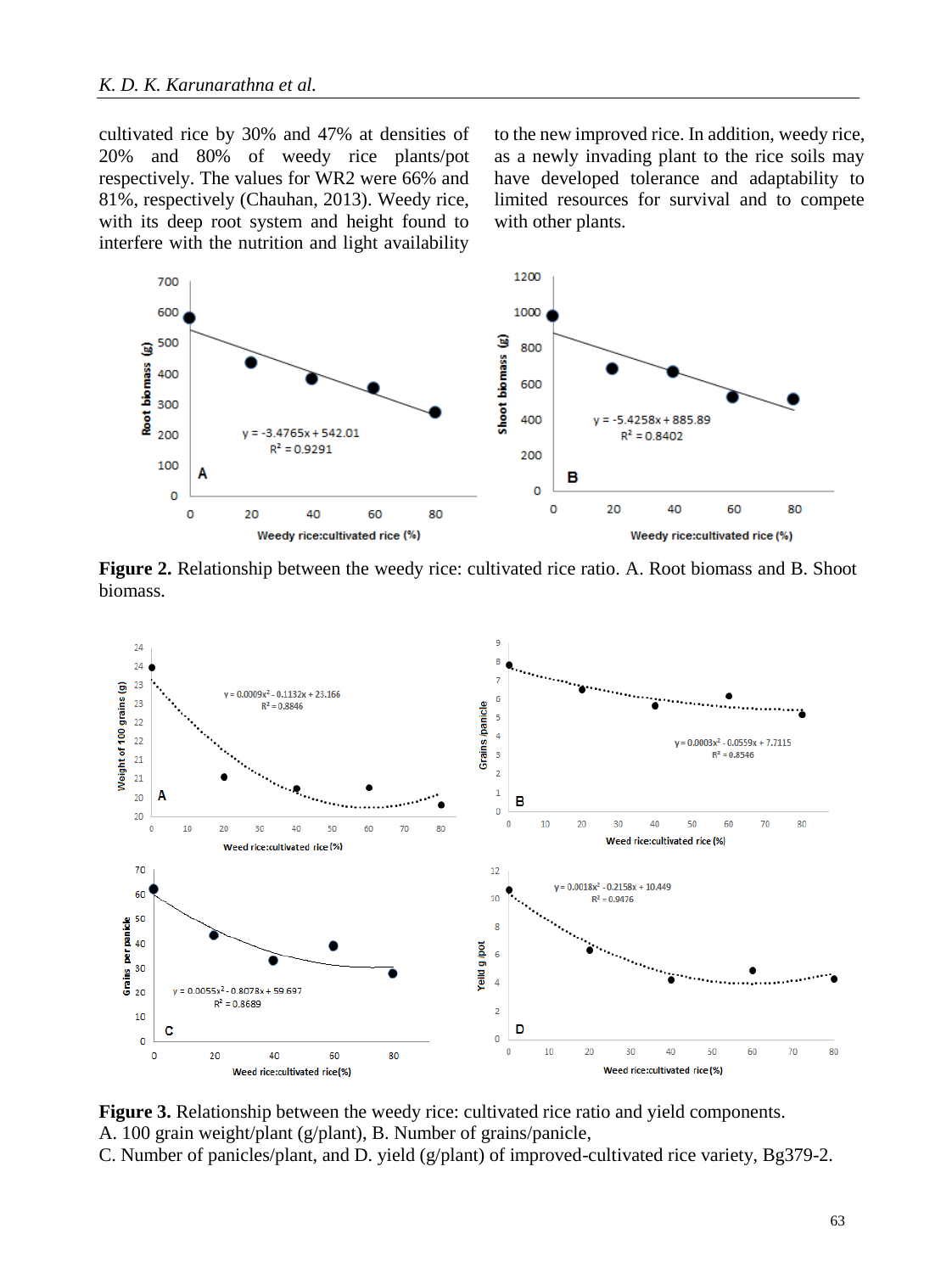cultivated rice by 30% and 47% at densities of 20% and 80% of weedy rice plants/pot respectively. The values for WR2 were 66% and 81%, respectively (Chauhan, 2013). Weedy rice, with its deep root system and height found to interfere with the nutrition and light availability to the new improved rice. In addition, weedy rice, as a newly invading plant to the rice soils may have developed tolerance and adaptability to limited resources for survival and to compete with other plants.

**Figure 2.** Relationship between the weedy rice: cultivated rice ratio. A. Root biomass and B. Shoot biomass.

**Figure 3.** Relationship between the weedy rice: cultivated rice ratio and yield components.
A. 100 grain weight/plant (g/plant), B. Number of grains/panicle,
C. Number of panicles/plant, and D. yield (g/plant) of improved-cultivated rice variety, Bg379-2.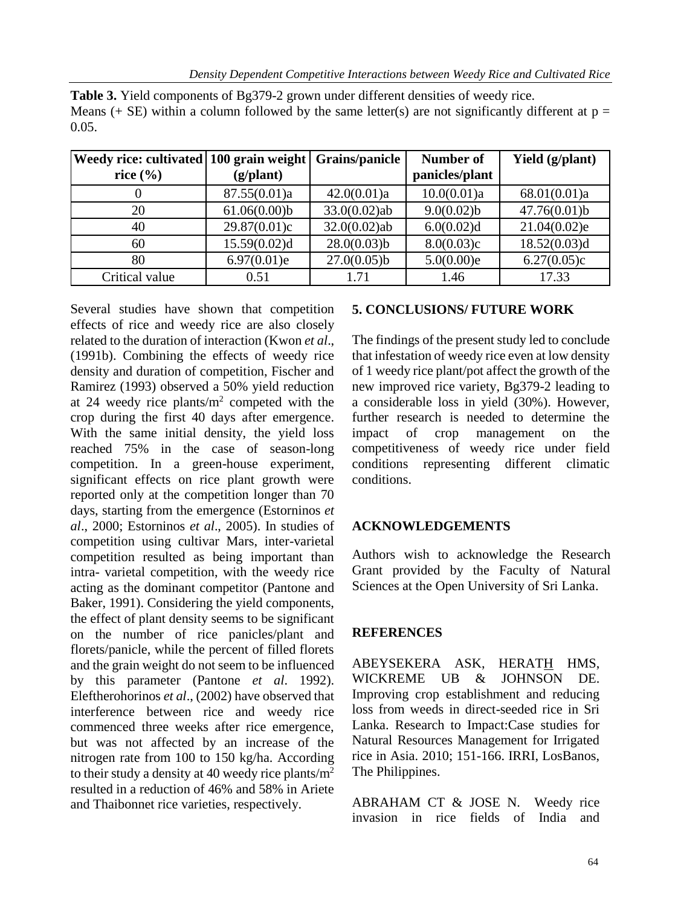**Table 3.** Yield components of Bg379-2 grown under different densities of weedy rice. Means (+ SE) within a column followed by the same letter(s) are not significantly different at p = 0.05.

| Weedy rice: cultivated rice (%) | 100 grain weight (g/plant) | Grains/panicle | Number of panicles/plant | Yield (g/plant) |
|---|---|---|---|---|
| 0 | 87.55(0.01)a | 42.0(0.01)a | 10.0(0.01)a | 68.01(0.01)a |
| 20 | 61.06(0.00)b | 33.0(0.02)ab | 9.0(0.02)b | 47.76(0.01)b |
| 40 | 29.87(0.01)c | 32.0(0.02)ab | 6.0(0.02)d | 21.04(0.02)e |
| 60 | 15.59(0.02)d | 28.0(0.03)b | 8.0(0.03)c | 18.52(0.03)d |
| 80 | 6.97(0.01)e | 27.0(0.05)b | 5.0(0.00)e | 6.27(0.05)c |
| Critical value | 0.51 | 1.71 | 1.46 | 17.33 |

Several studies have shown that competition effects of rice and weedy rice are also closely related to the duration of interaction (Kwon *et al*., (1991b). Combining the effects of weedy rice density and duration of competition, Fischer and Ramirez (1993) observed a 50% yield reduction at 24 weedy rice plants/m$^2$ competed with the crop during the first 40 days after emergence. With the same initial density, the yield loss reached 75% in the case of season-long competition. In a green-house experiment, significant effects on rice plant growth were reported only at the competition longer than 70 days, starting from the emergence (Estorninos *et al*., 2000; Estorninos *et al*., 2005). In studies of competition using cultivar Mars, inter-varietal competition resulted as being important than intra- varietal competition, with the weedy rice acting as the dominant competitor (Pantone and Baker, 1991). Considering the yield components, the effect of plant density seems to be significant on the number of rice panicles/plant and florets/panicle, while the percent of filled florets and the grain weight do not seem to be influenced by this parameter (Pantone *et al*. 1992). Eleftherohorinos *et al*., (2002) have observed that interference between rice and weedy rice commenced three weeks after rice emergence, but was not affected by an increase of the nitrogen rate from 100 to 150 kg/ha. According to their study a density at 40 weedy rice plants/m$^2$ resulted in a reduction of 46% and 58% in Ariete and Thaibonnet rice varieties, respectively.

## 5. CONCLUSIONS/ FUTURE WORK

The findings of the present study led to conclude that infestation of weedy rice even at low density of 1 weedy rice plant/pot affect the growth of the new improved rice variety, Bg379-2 leading to a considerable loss in yield (30%). However, further research is needed to determine the impact of crop management on the competitiveness of weedy rice under field conditions representing different climatic conditions.

## ACKNOWLEDGEMENTS

Authors wish to acknowledge the Research Grant provided by the Faculty of Natural Sciences at the Open University of Sri Lanka.

## REFERENCES

ABEYSEKERA ASK, HERATH HMS, WICKREME UB & JOHNSON DE. Improving crop establishment and reducing loss from weeds in direct-seeded rice in Sri Lanka. Research to Impact:Case studies for Natural Resources Management for Irrigated rice in Asia. 2010; 151-166. IRRI, LosBanos, The Philippines.

ABRAHAM CT & JOSE N. Weedy rice invasion in rice fields of India and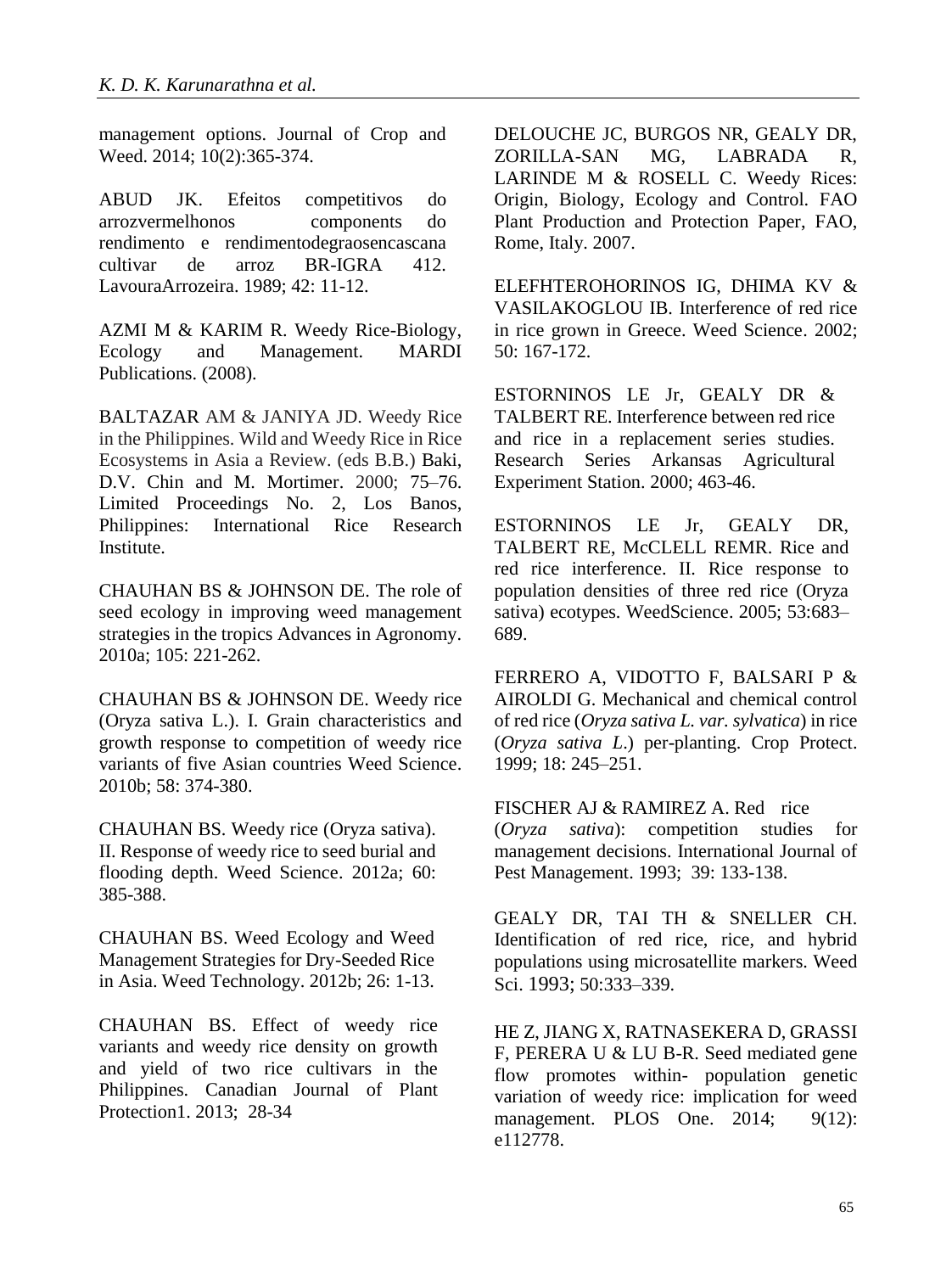management options. Journal of Crop and Weed. 2014; 10(2):365-374.

ABUD JK. Efeitos competitivos do arrozvermelhonos components do rendimento e rendimentodegraosencascana cultivar de arroz BR-IGRA 412. LavouraArrozeira. 1989; 42: 11-12.

AZMI M & KARIM R. Weedy Rice-Biology, Ecology and Management. MARDI Publications. (2008).

BALTAZAR AM & JANIYA JD. Weedy Rice in the Philippines. Wild and Weedy Rice in Rice Ecosystems in Asia a Review. (eds B.B.) Baki, D.V. Chin and M. Mortimer. 2000; 75–76. Limited Proceedings No. 2, Los Banos, Philippines: International Rice Research Institute.

CHAUHAN BS & JOHNSON DE. The role of seed ecology in improving weed management strategies in the tropics Advances in Agronomy. 2010a; 105: 221-262.

CHAUHAN BS & JOHNSON DE. Weedy rice (Oryza sativa L.). I. Grain characteristics and growth response to competition of weedy rice variants of five Asian countries Weed Science. 2010b; 58: 374-380.

CHAUHAN BS. Weedy rice (Oryza sativa). II. Response of weedy rice to seed burial and flooding depth. Weed Science. 2012a; 60: 385-388.

CHAUHAN BS. Weed Ecology and Weed Management Strategies for Dry-Seeded Rice in Asia. Weed Technology. 2012b; 26: 1-13.

CHAUHAN BS. Effect of weedy rice variants and weedy rice density on growth and yield of two rice cultivars in the Philippines. Canadian Journal of Plant Protection1. 2013; 28-34

DELOUCHE JC, BURGOS NR, GEALY DR, ZORILLA-SAN MG, LABRADA R, LARINDE M & ROSELL C. Weedy Rices: Origin, Biology, Ecology and Control. FAO Plant Production and Protection Paper, FAO, Rome, Italy. 2007.

ELEFHTEROHORINOS IG, DHIMA KV & VASILAKOGLOU IB. Interference of red rice in rice grown in Greece. Weed Science. 2002; 50: 167-172.

ESTORNINOS LE Jr, GEALY DR & TALBERT RE. Interference between red rice and rice in a replacement series studies. Research Series Arkansas Agricultural Experiment Station. 2000; 463-46.

ESTORNINOS LE Jr, GEALY DR, TALBERT RE, McCLELL REMR. Rice and red rice interference. II. Rice response to population densities of three red rice (Oryza sativa) ecotypes. WeedScience. 2005; 53:683–689.

FERRERO A, VIDOTTO F, BALSARI P & AIROLDI G. Mechanical and chemical control of red rice (*Oryza sativa L. var. sylvatica*) in rice (*Oryza sativa L.*) per-planting. Crop Protect. 1999; 18: 245–251.

FISCHER AJ & RAMIREZ A. Red rice (*Oryza sativa*): competition studies for management decisions. International Journal of Pest Management. 1993; 39: 133-138.

GEALY DR, TAI TH & SNELLER CH. Identification of red rice, rice, and hybrid populations using microsatellite markers. Weed Sci. 1993; 50:333–339.

HE Z, JIANG X, RATNASEKERA D, GRASSI F, PERERA U & LU B-R. Seed mediated gene flow promotes within- population genetic variation of weedy rice: implication for weed management. PLOS One. 2014; 9(12): e112778.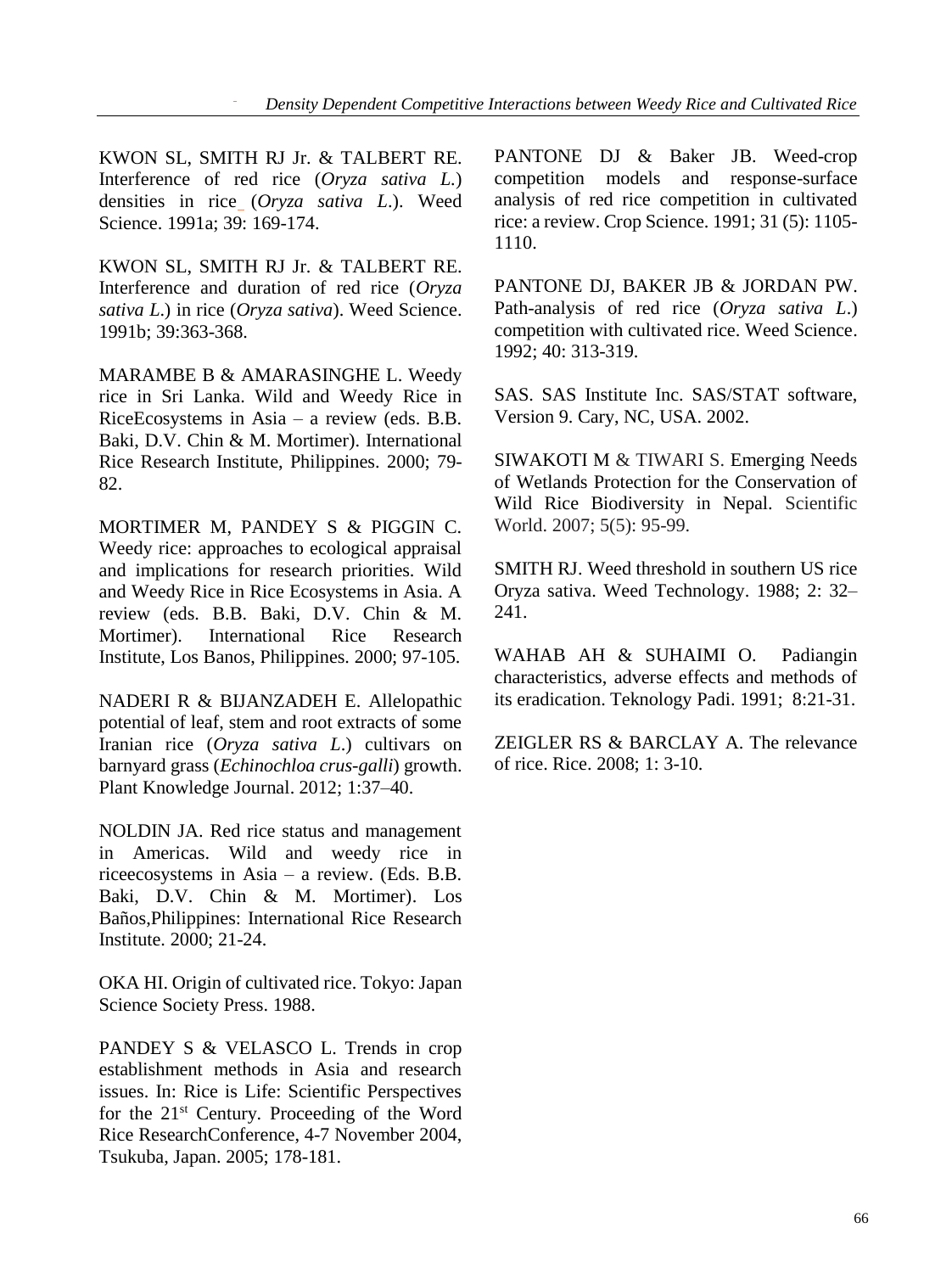KWON SL, SMITH RJ Jr. & TALBERT RE. Interference of red rice (*Oryza sativa L.*) densities in rice (*Oryza sativa L.*). Weed Science. 1991a; 39: 169-174.

KWON SL, SMITH RJ Jr. & TALBERT RE. Interference and duration of red rice (*Oryza sativa L.*) in rice (*Oryza sativa*). Weed Science. 1991b; 39:363-368.

MARAMBE B & AMARASINGHE L. Weedy rice in Sri Lanka. Wild and Weedy Rice in RiceEcosystems in Asia – a review (eds. B.B. Baki, D.V. Chin & M. Mortimer). International Rice Research Institute, Philippines. 2000; 79-82.

MORTIMER M, PANDEY S & PIGGIN C. Weedy rice: approaches to ecological appraisal and implications for research priorities. Wild and Weedy Rice in Rice Ecosystems in Asia. A review (eds. B.B. Baki, D.V. Chin & M. Mortimer). International Rice Research Institute, Los Banos, Philippines. 2000; 97-105.

NADERI R & BIJANZADEH E. Allelopathic potential of leaf, stem and root extracts of some Iranian rice (*Oryza sativa L.*) cultivars on barnyard grass (*Echinochloa crus-galli*) growth. Plant Knowledge Journal. 2012; 1:37–40.

NOLDIN JA. Red rice status and management in Americas. Wild and weedy rice in riceecosystems in Asia – a review. (Eds. B.B. Baki, D.V. Chin & M. Mortimer). Los Baños,Philippines: International Rice Research Institute. 2000; 21-24.

OKA HI. Origin of cultivated rice. Tokyo: Japan Science Society Press. 1988.

PANDEY S & VELASCO L. Trends in crop establishment methods in Asia and research issues. In: Rice is Life: Scientific Perspectives for the 21st Century. Proceeding of the Word Rice ResearchConference, 4-7 November 2004, Tsukuba, Japan. 2005; 178-181.

PANTONE DJ & Baker JB. Weed-crop competition models and response-surface analysis of red rice competition in cultivated rice: a review. Crop Science. 1991; 31 (5): 1105-1110.

PANTONE DJ, BAKER JB & JORDAN PW. Path-analysis of red rice (*Oryza sativa L.*) competition with cultivated rice. Weed Science. 1992; 40: 313-319.

SAS. SAS Institute Inc. SAS/STAT software, Version 9. Cary, NC, USA. 2002.

SIWAKOTI M & TIWARI S. Emerging Needs of Wetlands Protection for the Conservation of Wild Rice Biodiversity in Nepal. Scientific World. 2007; 5(5): 95-99.

SMITH RJ. Weed threshold in southern US rice Oryza sativa. Weed Technology. 1988; 2: 32–241.

WAHAB AH & SUHAIMI O. Padiangin characteristics, adverse effects and methods of its eradication. Teknology Padi. 1991; 8:21-31.

ZEIGLER RS & BARCLAY A. The relevance of rice. Rice. 2008; 1: 3-10.